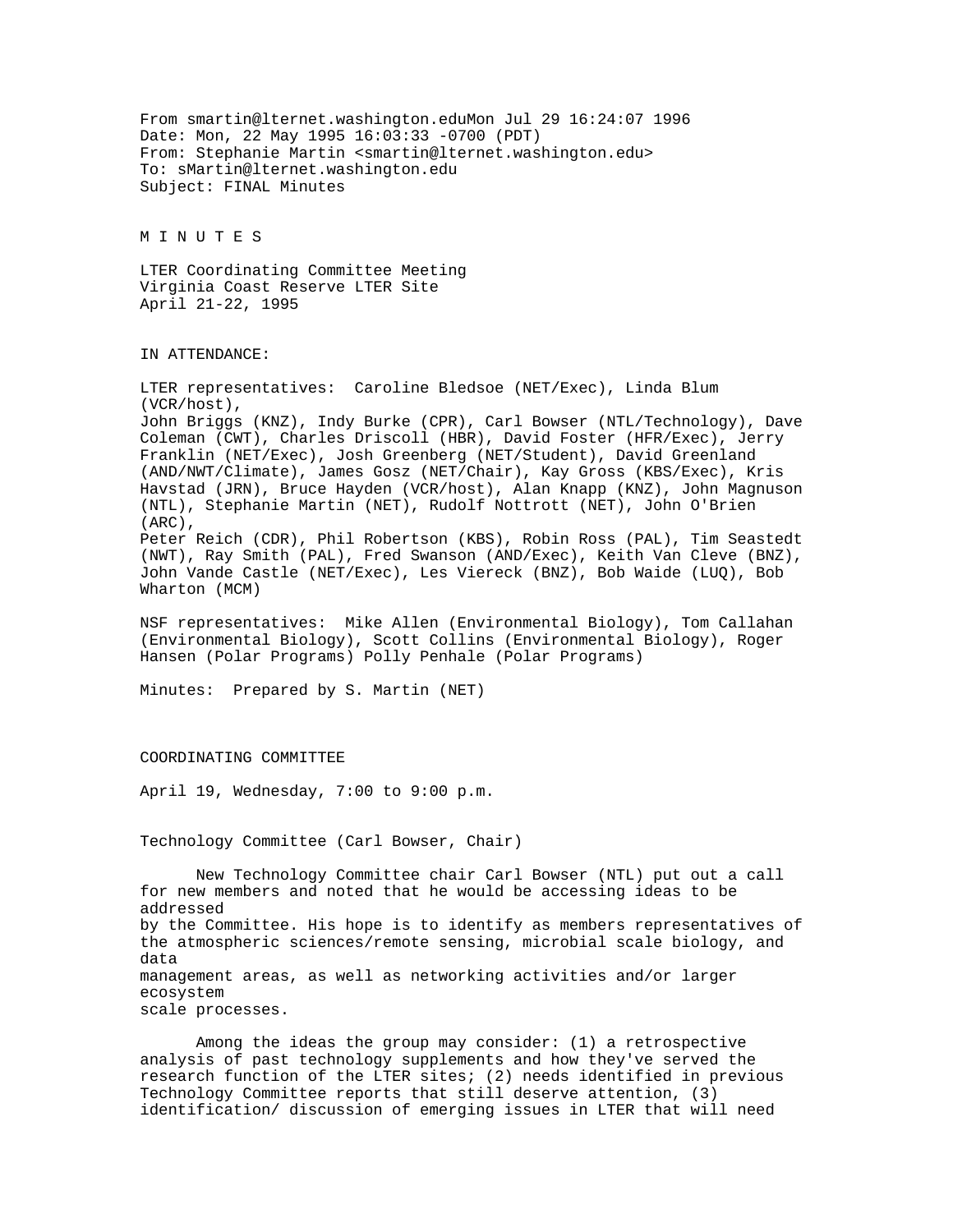From smartin@lternet.washington.eduMon Jul 29 16:24:07 1996
Date: Mon, 22 May 1995 16:03:33 -0700 (PDT)
From: Stephanie Martin <smartin@lternet.washington.edu>
To: sMartin@lternet.washington.edu
Subject: FINAL Minutes

# M I N U T E S

LTER Coordinating Committee Meeting
Virginia Coast Reserve LTER Site
April 21-22, 1995

IN ATTENDANCE:

LTER representatives: Caroline Bledsoe (NET/Exec), Linda Blum (VCR/host), John Briggs (KNZ), Indy Burke (CPR), Carl Bowser (NTL/Technology), Dave Coleman (CWT), Charles Driscoll (HBR), David Foster (HFR/Exec), Jerry Franklin (NET/Exec), Josh Greenberg (NET/Student), David Greenland (AND/NWT/Climate), James Gosz (NET/Chair), Kay Gross (KBS/Exec), Kris Havstad (JRN), Bruce Hayden (VCR/host), Alan Knapp (KNZ), John Magnuson (NTL), Stephanie Martin (NET), Rudolf Nottrott (NET), John O'Brien (ARC), Peter Reich (CDR), Phil Robertson (KBS), Robin Ross (PAL), Tim Seastedt (NWT), Ray Smith (PAL), Fred Swanson (AND/Exec), Keith Van Cleve (BNZ), John Vande Castle (NET/Exec), Les Viereck (BNZ), Bob Waide (LUQ), Bob Wharton (MCM)

NSF representatives: Mike Allen (Environmental Biology), Tom Callahan (Environmental Biology), Scott Collins (Environmental Biology), Roger Hansen (Polar Programs) Polly Penhale (Polar Programs)

Minutes: Prepared by S. Martin (NET)

## COORDINATING COMMITTEE

April 19, Wednesday, 7:00 to 9:00 p.m.

### Technology Committee (Carl Bowser, Chair)

New Technology Committee chair Carl Bowser (NTL) put out a call for new members and noted that he would be accessing ideas to be addressed by the Committee. His hope is to identify as members representatives of the atmospheric sciences/remote sensing, microbial scale biology, and data management areas, as well as networking activities and/or larger ecosystem scale processes.

Among the ideas the group may consider: (1) a retrospective analysis of past technology supplements and how they've served the research function of the LTER sites; (2) needs identified in previous Technology Committee reports that still deserve attention, (3) identification/ discussion of emerging issues in LTER that will need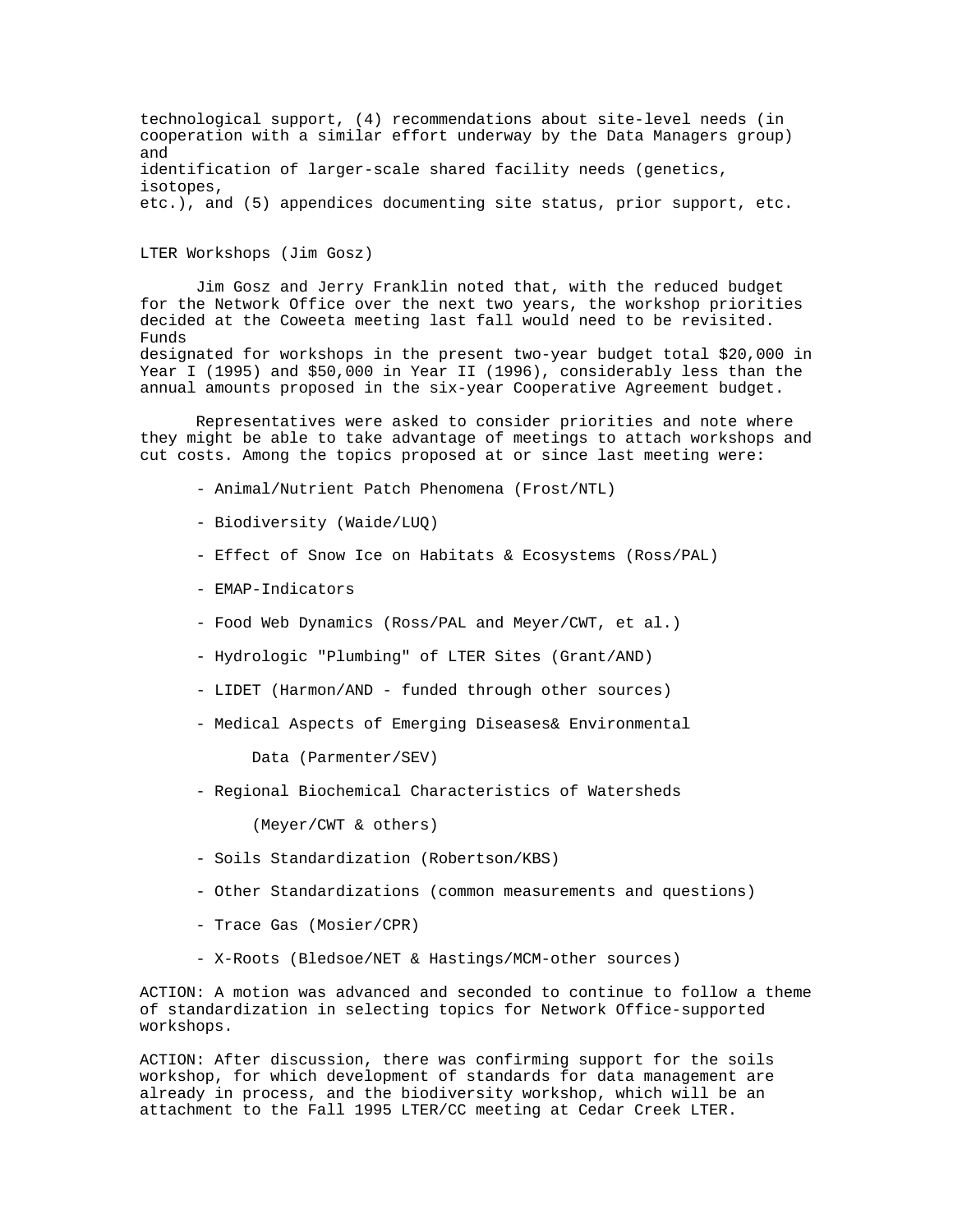technological support, (4) recommendations about site-level needs (in cooperation with a similar effort underway by the Data Managers group) and identification of larger-scale shared facility needs (genetics, isotopes, etc.), and (5) appendices documenting site status, prior support, etc.

## LTER Workshops (Jim Gosz)

Jim Gosz and Jerry Franklin noted that, with the reduced budget for the Network Office over the next two years, the workshop priorities decided at the Coweeta meeting last fall would need to be revisited. Funds designated for workshops in the present two-year budget total $20,000 in Year I (1995) and $50,000 in Year II (1996), considerably less than the annual amounts proposed in the six-year Cooperative Agreement budget.

Representatives were asked to consider priorities and note where they might be able to take advantage of meetings to attach workshops and cut costs. Among the topics proposed at or since last meeting were:

- Animal/Nutrient Patch Phenomena (Frost/NTL)
- Biodiversity (Waide/LUQ)
- Effect of Snow Ice on Habitats & Ecosystems (Ross/PAL)
- EMAP-Indicators
- Food Web Dynamics (Ross/PAL and Meyer/CWT, et al.)
- Hydrologic "Plumbing" of LTER Sites (Grant/AND)
- LIDET (Harmon/AND - funded through other sources)
- Medical Aspects of Emerging Diseases& Environmental Data (Parmenter/SEV)
- Regional Biochemical Characteristics of Watersheds (Meyer/CWT & others)
- Soils Standardization (Robertson/KBS)
- Other Standardizations (common measurements and questions)
- Trace Gas (Mosier/CPR)
- X-Roots (Bledsoe/NET & Hastings/MCM-other sources)

ACTION: A motion was advanced and seconded to continue to follow a theme of standardization in selecting topics for Network Office-supported workshops.

ACTION: After discussion, there was confirming support for the soils workshop, for which development of standards for data management are already in process, and the biodiversity workshop, which will be an attachment to the Fall 1995 LTER/CC meeting at Cedar Creek LTER.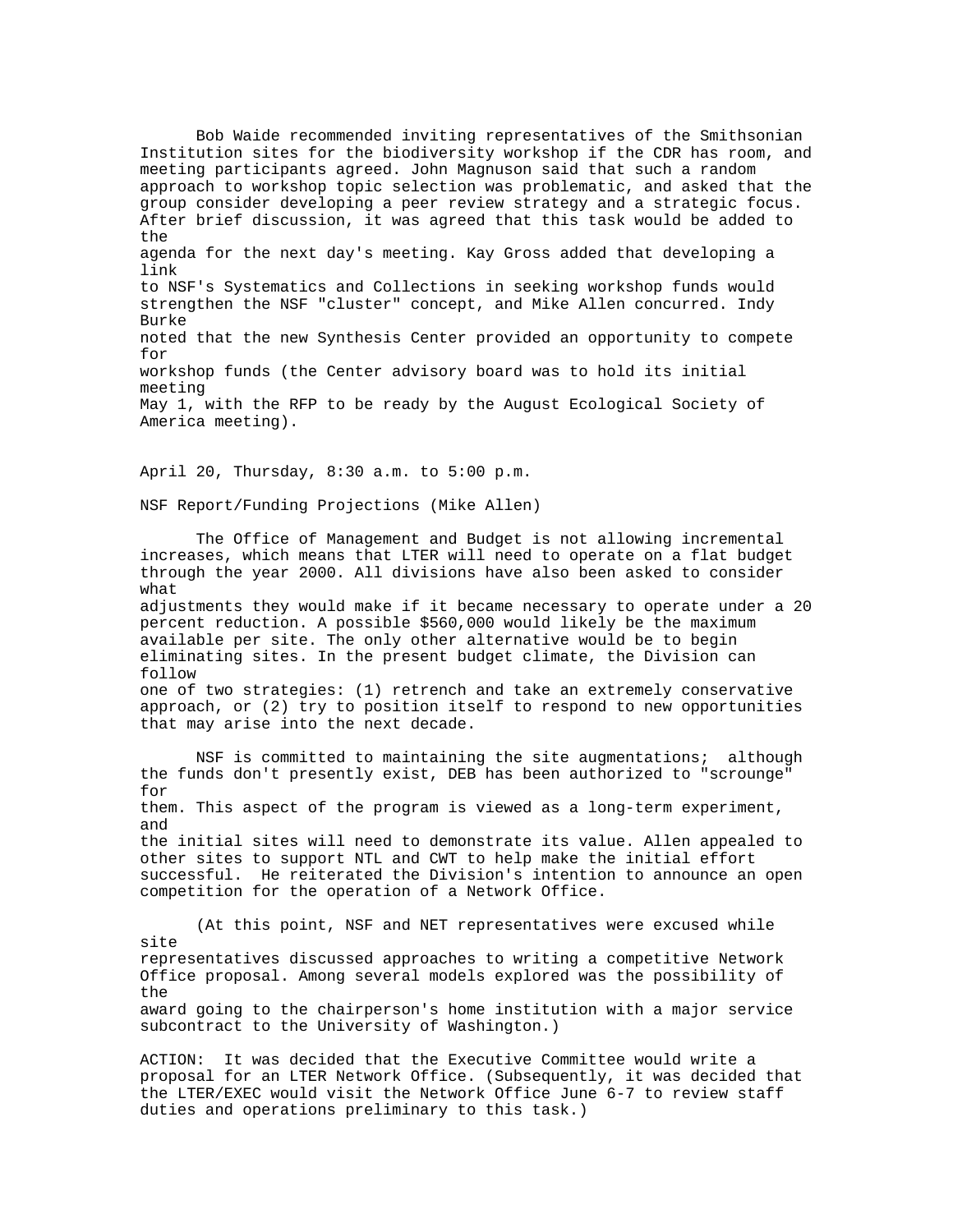Bob Waide recommended inviting representatives of the Smithsonian Institution sites for the biodiversity workshop if the CDR has room, and meeting participants agreed. John Magnuson said that such a random approach to workshop topic selection was problematic, and asked that the group consider developing a peer review strategy and a strategic focus. After brief discussion, it was agreed that this task would be added to the agenda for the next day's meeting. Kay Gross added that developing a link to NSF's Systematics and Collections in seeking workshop funds would strengthen the NSF "cluster" concept, and Mike Allen concurred. Indy Burke noted that the new Synthesis Center provided an opportunity to compete for workshop funds (the Center advisory board was to hold its initial meeting May 1, with the RFP to be ready by the August Ecological Society of America meeting).

April 20, Thursday, 8:30 a.m. to 5:00 p.m.

NSF Report/Funding Projections (Mike Allen)

The Office of Management and Budget is not allowing incremental increases, which means that LTER will need to operate on a flat budget through the year 2000. All divisions have also been asked to consider what adjustments they would make if it became necessary to operate under a 20 percent reduction. A possible $560,000 would likely be the maximum available per site. The only other alternative would be to begin eliminating sites. In the present budget climate, the Division can follow one of two strategies: (1) retrench and take an extremely conservative approach, or (2) try to position itself to respond to new opportunities that may arise into the next decade.

NSF is committed to maintaining the site augmentations; although the funds don't presently exist, DEB has been authorized to "scrounge" for them. This aspect of the program is viewed as a long-term experiment, and the initial sites will need to demonstrate its value. Allen appealed to other sites to support NTL and CWT to help make the initial effort successful. He reiterated the Division's intention to announce an open competition for the operation of a Network Office.

(At this point, NSF and NET representatives were excused while site representatives discussed approaches to writing a competitive Network Office proposal. Among several models explored was the possibility of the award going to the chairperson's home institution with a major service subcontract to the University of Washington.)

ACTION: It was decided that the Executive Committee would write a proposal for an LTER Network Office. (Subsequently, it was decided that the LTER/EXEC would visit the Network Office June 6-7 to review staff duties and operations preliminary to this task.)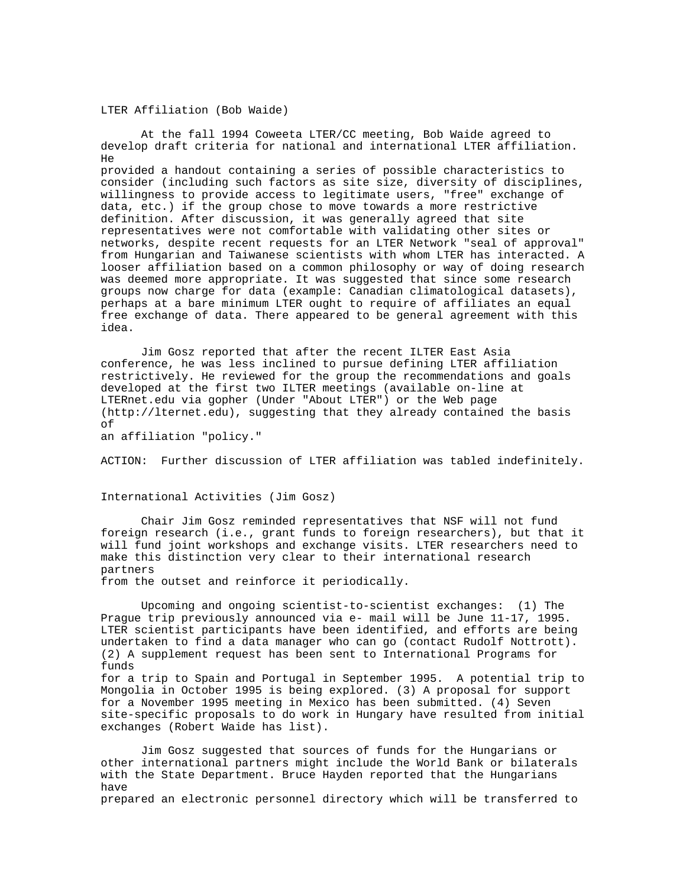LTER Affiliation (Bob Waide)

At the fall 1994 Coweeta LTER/CC meeting, Bob Waide agreed to develop draft criteria for national and international LTER affiliation. He provided a handout containing a series of possible characteristics to consider (including such factors as site size, diversity of disciplines, willingness to provide access to legitimate users, "free" exchange of data, etc.) if the group chose to move towards a more restrictive definition. After discussion, it was generally agreed that site representatives were not comfortable with validating other sites or networks, despite recent requests for an LTER Network "seal of approval" from Hungarian and Taiwanese scientists with whom LTER has interacted. A looser affiliation based on a common philosophy or way of doing research was deemed more appropriate. It was suggested that since some research groups now charge for data (example: Canadian climatological datasets), perhaps at a bare minimum LTER ought to require of affiliates an equal free exchange of data. There appeared to be general agreement with this idea.

Jim Gosz reported that after the recent ILTER East Asia conference, he was less inclined to pursue defining LTER affiliation restrictively. He reviewed for the group the recommendations and goals developed at the first two ILTER meetings (available on-line at LTERnet.edu via gopher (Under "About LTER") or the Web page (http://lternet.edu), suggesting that they already contained the basis of an affiliation "policy."

ACTION: Further discussion of LTER affiliation was tabled indefinitely.

International Activities (Jim Gosz)

Chair Jim Gosz reminded representatives that NSF will not fund foreign research (i.e., grant funds to foreign researchers), but that it will fund joint workshops and exchange visits. LTER researchers need to make this distinction very clear to their international research partners from the outset and reinforce it periodically.

Upcoming and ongoing scientist-to-scientist exchanges: (1) The Prague trip previously announced via e- mail will be June 11-17, 1995. LTER scientist participants have been identified, and efforts are being undertaken to find a data manager who can go (contact Rudolf Nottrott). (2) A supplement request has been sent to International Programs for funds for a trip to Spain and Portugal in September 1995. A potential trip to Mongolia in October 1995 is being explored. (3) A proposal for support for a November 1995 meeting in Mexico has been submitted. (4) Seven site-specific proposals to do work in Hungary have resulted from initial exchanges (Robert Waide has list).

Jim Gosz suggested that sources of funds for the Hungarians or other international partners might include the World Bank or bilaterals with the State Department. Bruce Hayden reported that the Hungarians have prepared an electronic personnel directory which will be transferred to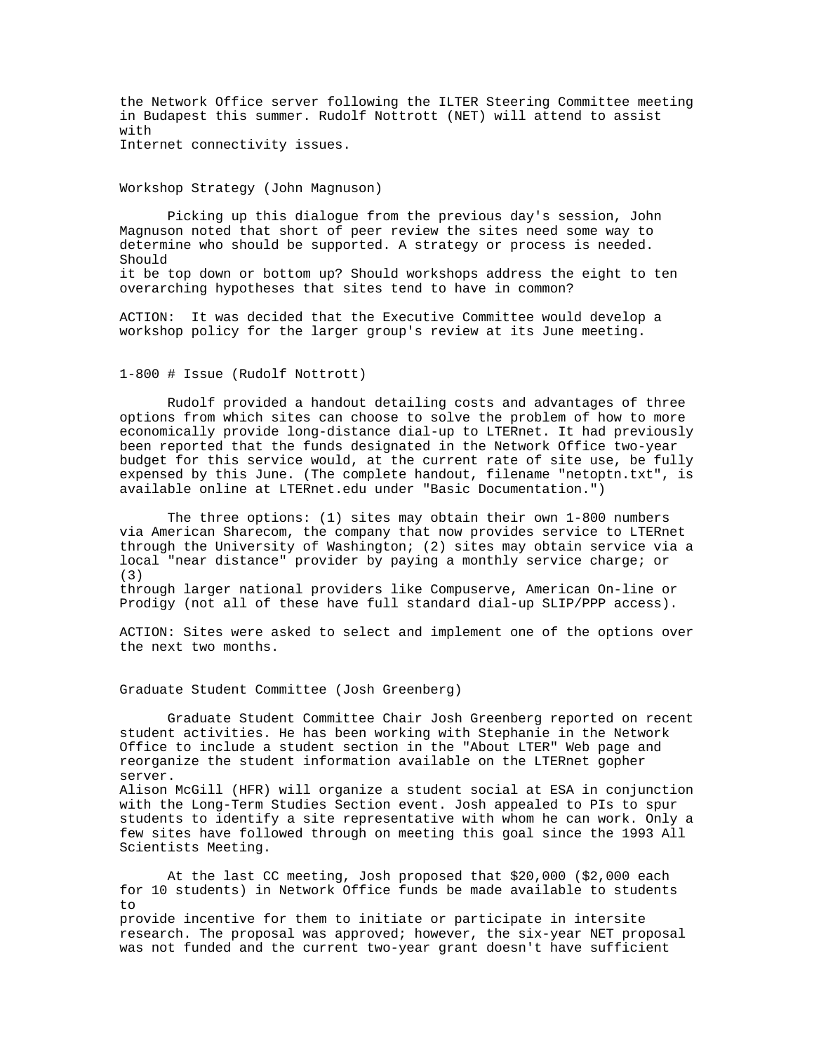the Network Office server following the ILTER Steering Committee meeting in Budapest this summer. Rudolf Nottrott (NET) will attend to assist with Internet connectivity issues.

### Workshop Strategy (John Magnuson)

Picking up this dialogue from the previous day's session, John Magnuson noted that short of peer review the sites need some way to determine who should be supported. A strategy or process is needed. Should it be top down or bottom up? Should workshops address the eight to ten overarching hypotheses that sites tend to have in common?

ACTION: It was decided that the Executive Committee would develop a workshop policy for the larger group's review at its June meeting.

### 1-800 # Issue (Rudolf Nottrott)

Rudolf provided a handout detailing costs and advantages of three options from which sites can choose to solve the problem of how to more economically provide long-distance dial-up to LTERnet. It had previously been reported that the funds designated in the Network Office two-year budget for this service would, at the current rate of site use, be fully expensed by this June. (The complete handout, filename "netoptn.txt", is available online at LTERnet.edu under "Basic Documentation.")

The three options: (1) sites may obtain their own 1-800 numbers via American Sharecom, the company that now provides service to LTERnet through the University of Washington; (2) sites may obtain service via a local "near distance" provider by paying a monthly service charge; or (3) through larger national providers like Compuserve, American On-line or Prodigy (not all of these have full standard dial-up SLIP/PPP access).

ACTION: Sites were asked to select and implement one of the options over the next two months.

### Graduate Student Committee (Josh Greenberg)

Graduate Student Committee Chair Josh Greenberg reported on recent student activities. He has been working with Stephanie in the Network Office to include a student section in the "About LTER" Web page and reorganize the student information available on the LTERnet gopher server.
Alison McGill (HFR) will organize a student social at ESA in conjunction with the Long-Term Studies Section event. Josh appealed to PIs to spur students to identify a site representative with whom he can work. Only a few sites have followed through on meeting this goal since the 1993 All Scientists Meeting.

At the last CC meeting, Josh proposed that $20,000 ($2,000 each for 10 students) in Network Office funds be made available to students to provide incentive for them to initiate or participate in intersite research. The proposal was approved; however, the six-year NET proposal was not funded and the current two-year grant doesn't have sufficient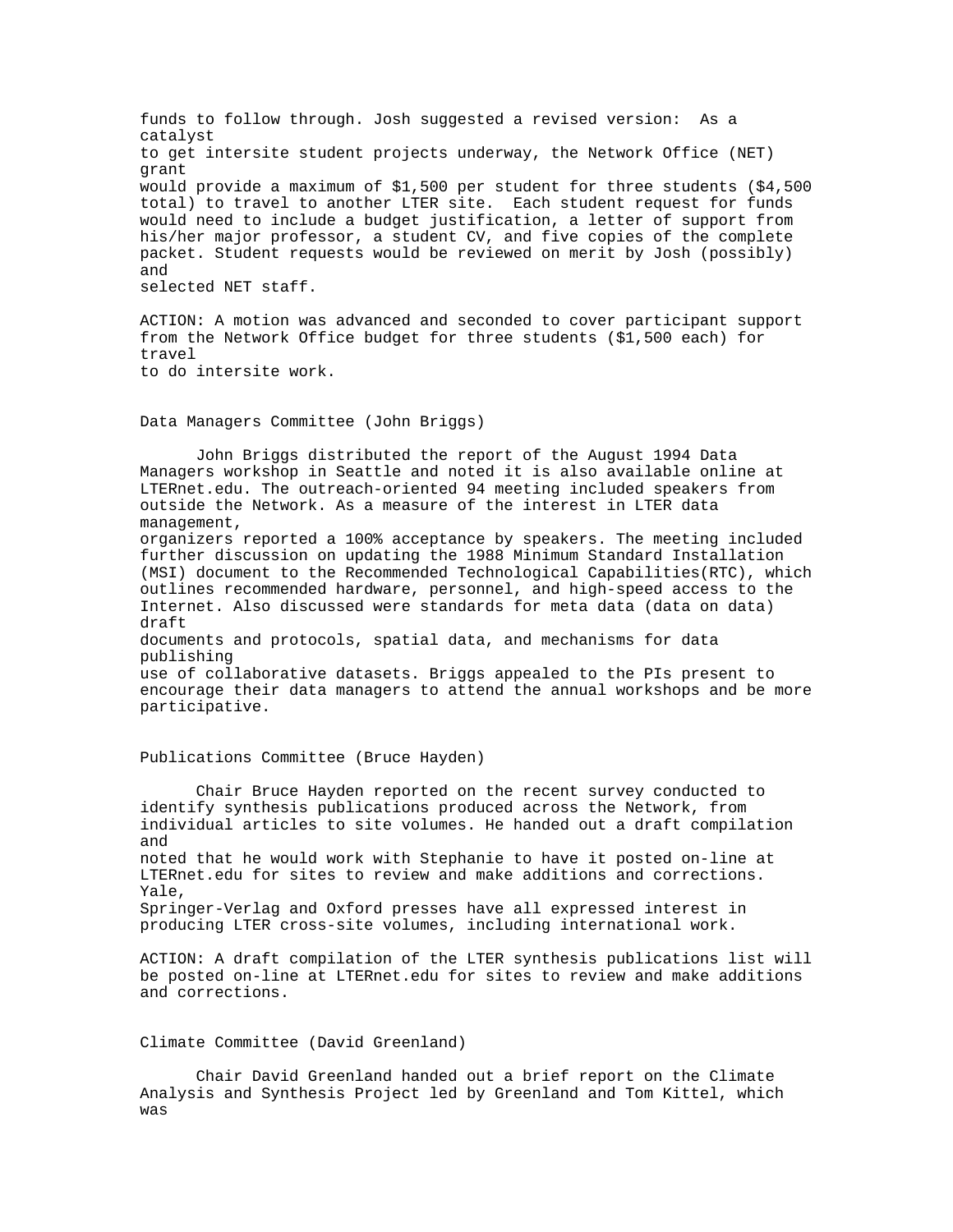funds to follow through. Josh suggested a revised version: As a catalyst to get intersite student projects underway, the Network Office (NET) grant would provide a maximum of $1,500 per student for three students ($4,500 total) to travel to another LTER site. Each student request for funds would need to include a budget justification, a letter of support from his/her major professor, a student CV, and five copies of the complete packet. Student requests would be reviewed on merit by Josh (possibly) and selected NET staff.

ACTION: A motion was advanced and seconded to cover participant support from the Network Office budget for three students ($1,500 each) for travel to do intersite work.

## Data Managers Committee (John Briggs)

John Briggs distributed the report of the August 1994 Data Managers workshop in Seattle and noted it is also available online at LTERnet.edu. The outreach-oriented 94 meeting included speakers from outside the Network. As a measure of the interest in LTER data management, organizers reported a 100% acceptance by speakers. The meeting included further discussion on updating the 1988 Minimum Standard Installation (MSI) document to the Recommended Technological Capabilities(RTC), which outlines recommended hardware, personnel, and high-speed access to the Internet. Also discussed were standards for meta data (data on data) draft documents and protocols, spatial data, and mechanisms for data publishing use of collaborative datasets. Briggs appealed to the PIs present to encourage their data managers to attend the annual workshops and be more participative.

## Publications Committee (Bruce Hayden)

Chair Bruce Hayden reported on the recent survey conducted to identify synthesis publications produced across the Network, from individual articles to site volumes. He handed out a draft compilation and noted that he would work with Stephanie to have it posted on-line at LTERnet.edu for sites to review and make additions and corrections. Yale, Springer-Verlag and Oxford presses have all expressed interest in producing LTER cross-site volumes, including international work.

ACTION: A draft compilation of the LTER synthesis publications list will be posted on-line at LTERnet.edu for sites to review and make additions and corrections.

## Climate Committee (David Greenland)

Chair David Greenland handed out a brief report on the Climate Analysis and Synthesis Project led by Greenland and Tom Kittel, which was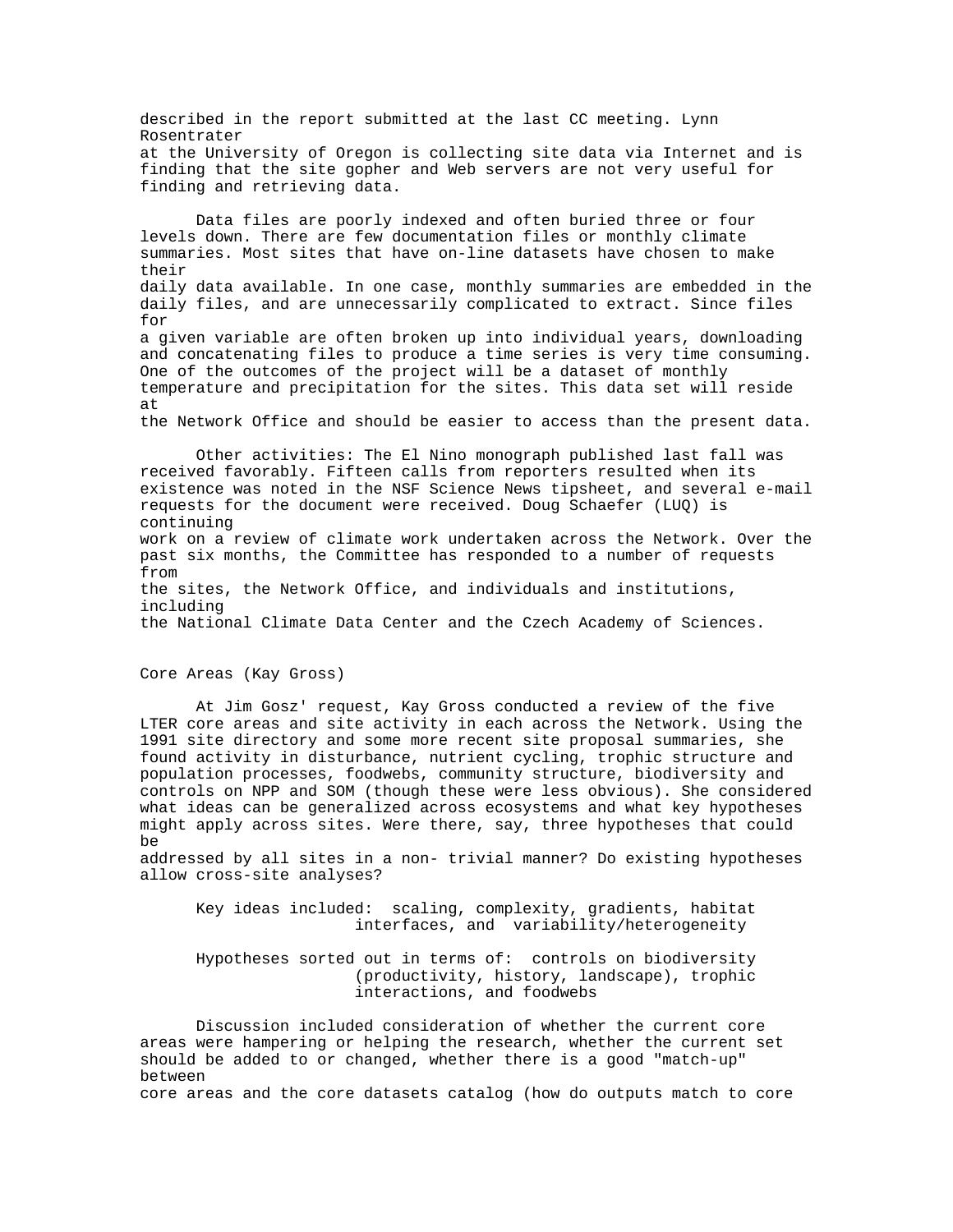described in the report submitted at the last CC meeting. Lynn Rosentrater at the University of Oregon is collecting site data via Internet and is finding that the site gopher and Web servers are not very useful for finding and retrieving data.

Data files are poorly indexed and often buried three or four levels down. There are few documentation files or monthly climate summaries. Most sites that have on-line datasets have chosen to make their daily data available. In one case, monthly summaries are embedded in the daily files, and are unnecessarily complicated to extract. Since files for a given variable are often broken up into individual years, downloading and concatenating files to produce a time series is very time consuming. One of the outcomes of the project will be a dataset of monthly temperature and precipitation for the sites. This data set will reside at the Network Office and should be easier to access than the present data.

Other activities: The El Nino monograph published last fall was received favorably. Fifteen calls from reporters resulted when its existence was noted in the NSF Science News tipsheet, and several e-mail requests for the document were received. Doug Schaefer (LUQ) is continuing work on a review of climate work undertaken across the Network. Over the past six months, the Committee has responded to a number of requests from the sites, the Network Office, and individuals and institutions, including the National Climate Data Center and the Czech Academy of Sciences.

Core Areas (Kay Gross)

At Jim Gosz' request, Kay Gross conducted a review of the five LTER core areas and site activity in each across the Network. Using the 1991 site directory and some more recent site proposal summaries, she found activity in disturbance, nutrient cycling, trophic structure and population processes, foodwebs, community structure, biodiversity and controls on NPP and SOM (though these were less obvious). She considered what ideas can be generalized across ecosystems and what key hypotheses might apply across sites. Were there, say, three hypotheses that could be addressed by all sites in a non- trivial manner? Do existing hypotheses allow cross-site analyses?

Key ideas included: scaling, complexity, gradients, habitat interfaces, and variability/heterogeneity

Hypotheses sorted out in terms of: controls on biodiversity (productivity, history, landscape), trophic interactions, and foodwebs

Discussion included consideration of whether the current core areas were hampering or helping the research, whether the current set should be added to or changed, whether there is a good "match-up" between core areas and the core datasets catalog (how do outputs match to core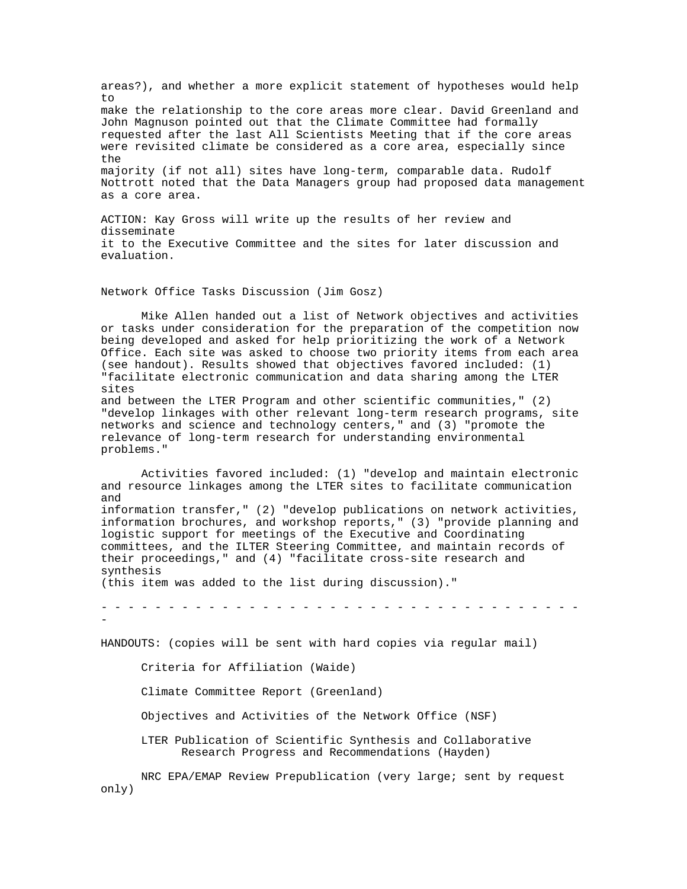areas?), and whether a more explicit statement of hypotheses would help to make the relationship to the core areas more clear. David Greenland and John Magnuson pointed out that the Climate Committee had formally requested after the last All Scientists Meeting that if the core areas were revisited climate be considered as a core area, especially since the majority (if not all) sites have long-term, comparable data. Rudolf Nottrott noted that the Data Managers group had proposed data management as a core area.

ACTION: Kay Gross will write up the results of her review and disseminate it to the Executive Committee and the sites for later discussion and evaluation.

Network Office Tasks Discussion (Jim Gosz)

Mike Allen handed out a list of Network objectives and activities or tasks under consideration for the preparation of the competition now being developed and asked for help prioritizing the work of a Network Office. Each site was asked to choose two priority items from each area (see handout). Results showed that objectives favored included: (1) "facilitate electronic communication and data sharing among the LTER sites and between the LTER Program and other scientific communities," (2) "develop linkages with other relevant long-term research programs, site networks and science and technology centers," and (3) "promote the relevance of long-term research for understanding environmental problems."

Activities favored included: (1) "develop and maintain electronic and resource linkages among the LTER sites to facilitate communication and information transfer," (2) "develop publications on network activities, information brochures, and workshop reports," (3) "provide planning and logistic support for meetings of the Executive and Coordinating committees, and the ILTER Steering Committee, and maintain records of their proceedings," and (4) "facilitate cross-site research and synthesis (this item was added to the list during discussion)."

- - - - - - - - - - - - - - - - - - - - - - - - - - - - - - - - - - - - - - -

HANDOUTS: (copies will be sent with hard copies via regular mail)

Criteria for Affiliation (Waide)

Climate Committee Report (Greenland)

Objectives and Activities of the Network Office (NSF)

LTER Publication of Scientific Synthesis and Collaborative Research Progress and Recommendations (Hayden)

NRC EPA/EMAP Review Prepublication (very large; sent by request only)